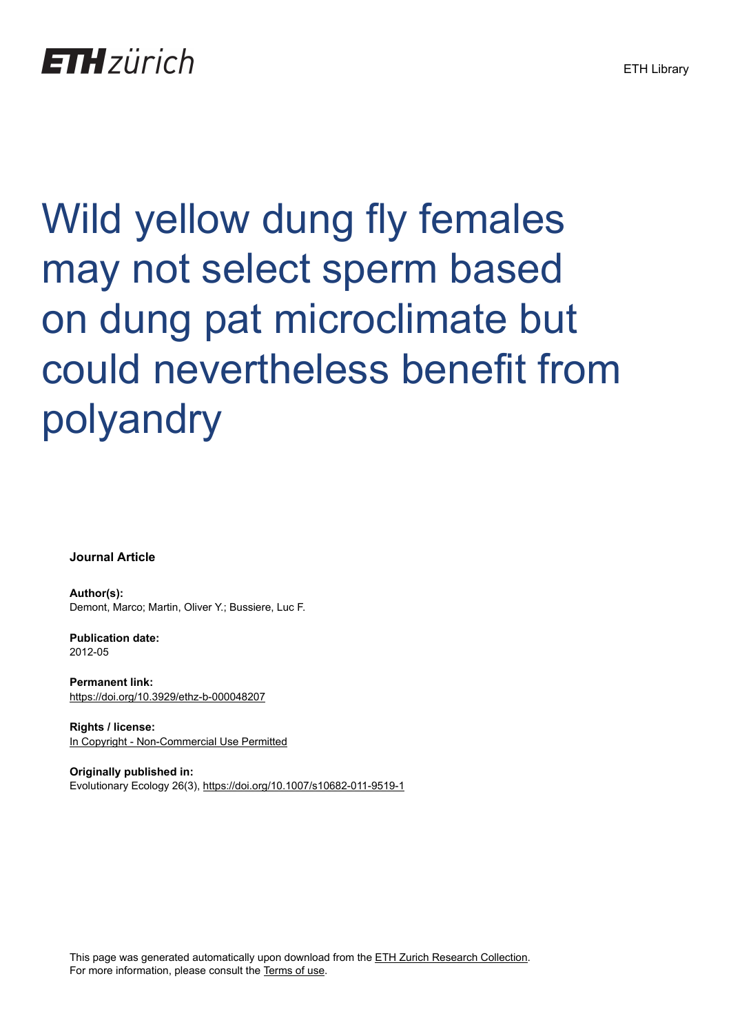ETH zürich

ETH Library

# Wild yellow dung fly females may not select sperm based on dung pat microclimate but could nevertheless benefit from polyandry

**Journal Article**

**Author(s):**
Demont, Marco; Martin, Oliver Y.; Bussiere, Luc F.

**Publication date:**
2012-05

**Permanent link:**
https://doi.org/10.3929/ethz-b-000048207

**Rights / license:**
In Copyright - Non-Commercial Use Permitted

**Originally published in:**
Evolutionary Ecology 26(3), https://doi.org/10.1007/s10682-011-9519-1

This page was generated automatically upon download from the ETH Zurich Research Collection.
For more information, please consult the Terms of use.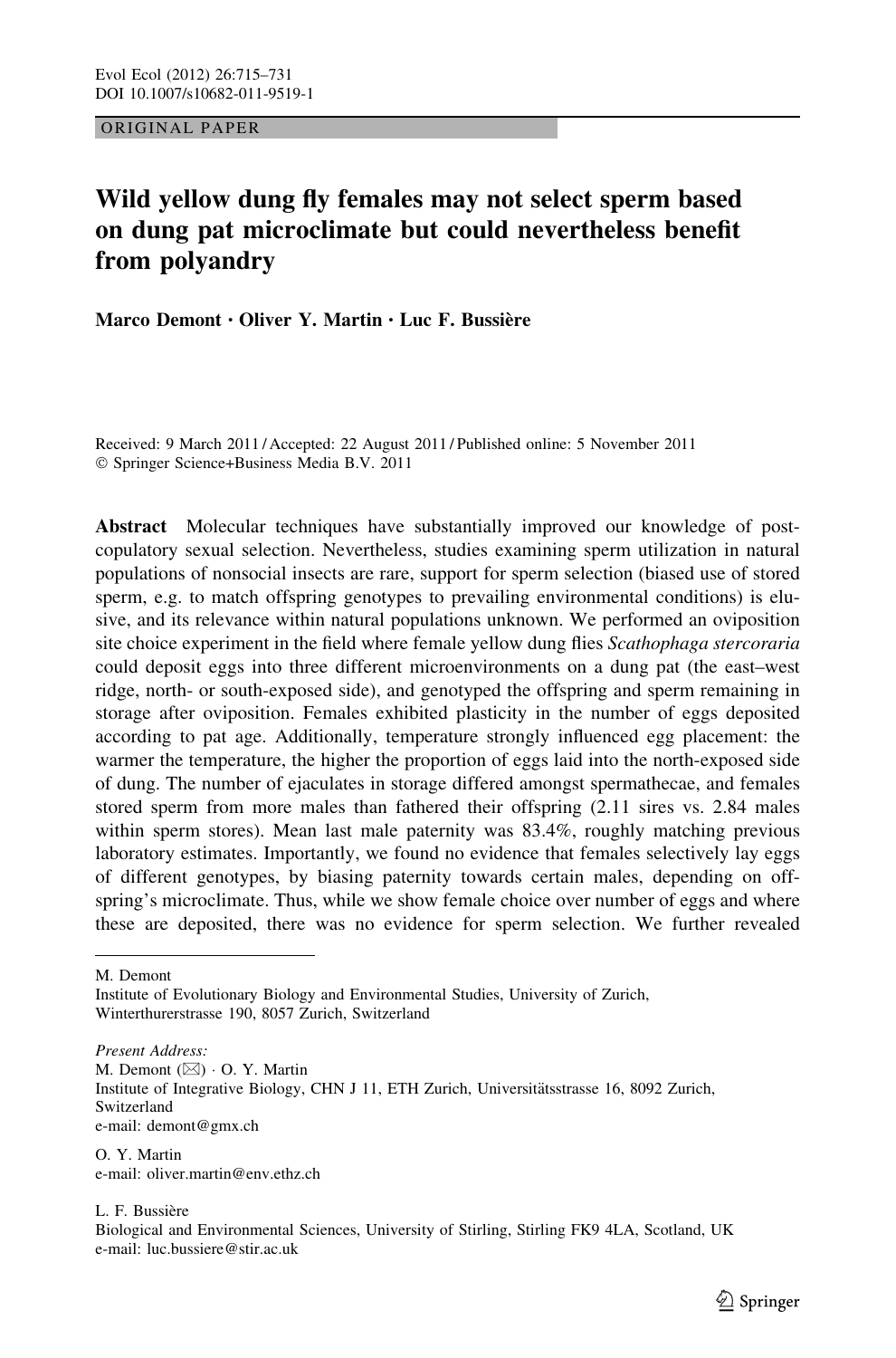ORIGINAL PAPER

# Wild yellow dung fly females may not select sperm based on dung pat microclimate but could nevertheless benefit from polyandry

**Marco Demont · Oliver Y. Martin · Luc F. Bussière**

Received: 9 March 2011 / Accepted: 22 August 2011 / Published online: 5 November 2011
© Springer Science+Business Media B.V. 2011

**Abstract** Molecular techniques have substantially improved our knowledge of post-copulatory sexual selection. Nevertheless, studies examining sperm utilization in natural populations of nonsocial insects are rare, support for sperm selection (biased use of stored sperm, e.g. to match offspring genotypes to prevailing environmental conditions) is elusive, and its relevance within natural populations unknown. We performed an oviposition site choice experiment in the field where female yellow dung flies *Scathophaga stercoraria* could deposit eggs into three different microenvironments on a dung pat (the east–west ridge, north- or south-exposed side), and genotyped the offspring and sperm remaining in storage after oviposition. Females exhibited plasticity in the number of eggs deposited according to pat age. Additionally, temperature strongly influenced egg placement: the warmer the temperature, the higher the proportion of eggs laid into the north-exposed side of dung. The number of ejaculates in storage differed amongst spermathecae, and females stored sperm from more males than fathered their offspring (2.11 sires vs. 2.84 males within sperm stores). Mean last male paternity was 83.4%, roughly matching previous laboratory estimates. Importantly, we found no evidence that females selectively lay eggs of different genotypes, by biasing paternity towards certain males, depending on offspring's microclimate. Thus, while we show female choice over number of eggs and where these are deposited, there was no evidence for sperm selection. We further revealed

M. Demont
Institute of Evolutionary Biology and Environmental Studies, University of Zurich, Winterthurerstrasse 190, 8057 Zurich, Switzerland

*Present Address:*
M. Demont (✉) · O. Y. Martin
Institute of Integrative Biology, CHN J 11, ETH Zurich, Universitätsstrasse 16, 8092 Zurich, Switzerland
e-mail: demont@gmx.ch

O. Y. Martin
e-mail: oliver.martin@env.ethz.ch

L. F. Bussière
Biological and Environmental Sciences, University of Stirling, Stirling FK9 4LA, Scotland, UK
e-mail: luc.bussiere@stir.ac.uk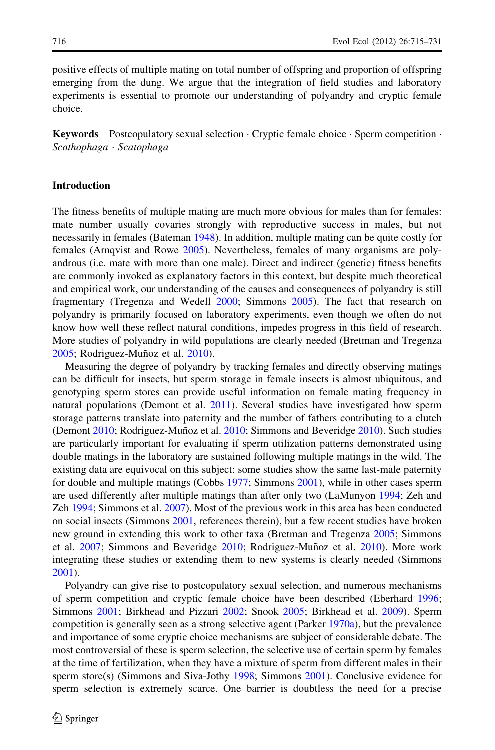positive effects of multiple mating on total number of offspring and proportion of offspring emerging from the dung. We argue that the integration of field studies and laboratory experiments is essential to promote our understanding of polyandry and cryptic female choice.

**Keywords** Postcopulatory sexual selection · Cryptic female choice · Sperm competition · *Scathophaga* · *Scatophaga*

## Introduction

The fitness benefits of multiple mating are much more obvious for males than for females: mate number usually covaries strongly with reproductive success in males, but not necessarily in females (Bateman 1948). In addition, multiple mating can be quite costly for females (Arnqvist and Rowe 2005). Nevertheless, females of many organisms are polyandrous (i.e. mate with more than one male). Direct and indirect (genetic) fitness benefits are commonly invoked as explanatory factors in this context, but despite much theoretical and empirical work, our understanding of the causes and consequences of polyandry is still fragmentary (Tregenza and Wedell 2000; Simmons 2005). The fact that research on polyandry is primarily focused on laboratory experiments, even though we often do not know how well these reflect natural conditions, impedes progress in this field of research. More studies of polyandry in wild populations are clearly needed (Bretman and Tregenza 2005; Rodriguez-Muñoz et al. 2010).

Measuring the degree of polyandry by tracking females and directly observing matings can be difficult for insects, but sperm storage in female insects is almost ubiquitous, and genotyping sperm stores can provide useful information on female mating frequency in natural populations (Demont et al. 2011). Several studies have investigated how sperm storage patterns translate into paternity and the number of fathers contributing to a clutch (Demont 2010; Rodriguez-Muñoz et al. 2010; Simmons and Beveridge 2010). Such studies are particularly important for evaluating if sperm utilization patterns demonstrated using double matings in the laboratory are sustained following multiple matings in the wild. The existing data are equivocal on this subject: some studies show the same last-male paternity for double and multiple matings (Cobbs 1977; Simmons 2001), while in other cases sperm are used differently after multiple matings than after only two (LaMunyon 1994; Zeh and Zeh 1994; Simmons et al. 2007). Most of the previous work in this area has been conducted on social insects (Simmons 2001, references therein), but a few recent studies have broken new ground in extending this work to other taxa (Bretman and Tregenza 2005; Simmons et al. 2007; Simmons and Beveridge 2010; Rodriguez-Muñoz et al. 2010). More work integrating these studies or extending them to new systems is clearly needed (Simmons 2001).

Polyandry can give rise to postcopulatory sexual selection, and numerous mechanisms of sperm competition and cryptic female choice have been described (Eberhard 1996; Simmons 2001; Birkhead and Pizzari 2002; Snook 2005; Birkhead et al. 2009). Sperm competition is generally seen as a strong selective agent (Parker 1970a), but the prevalence and importance of some cryptic choice mechanisms are subject of considerable debate. The most controversial of these is sperm selection, the selective use of certain sperm by females at the time of fertilization, when they have a mixture of sperm from different males in their sperm store(s) (Simmons and Siva-Jothy 1998; Simmons 2001). Conclusive evidence for sperm selection is extremely scarce. One barrier is doubtless the need for a precise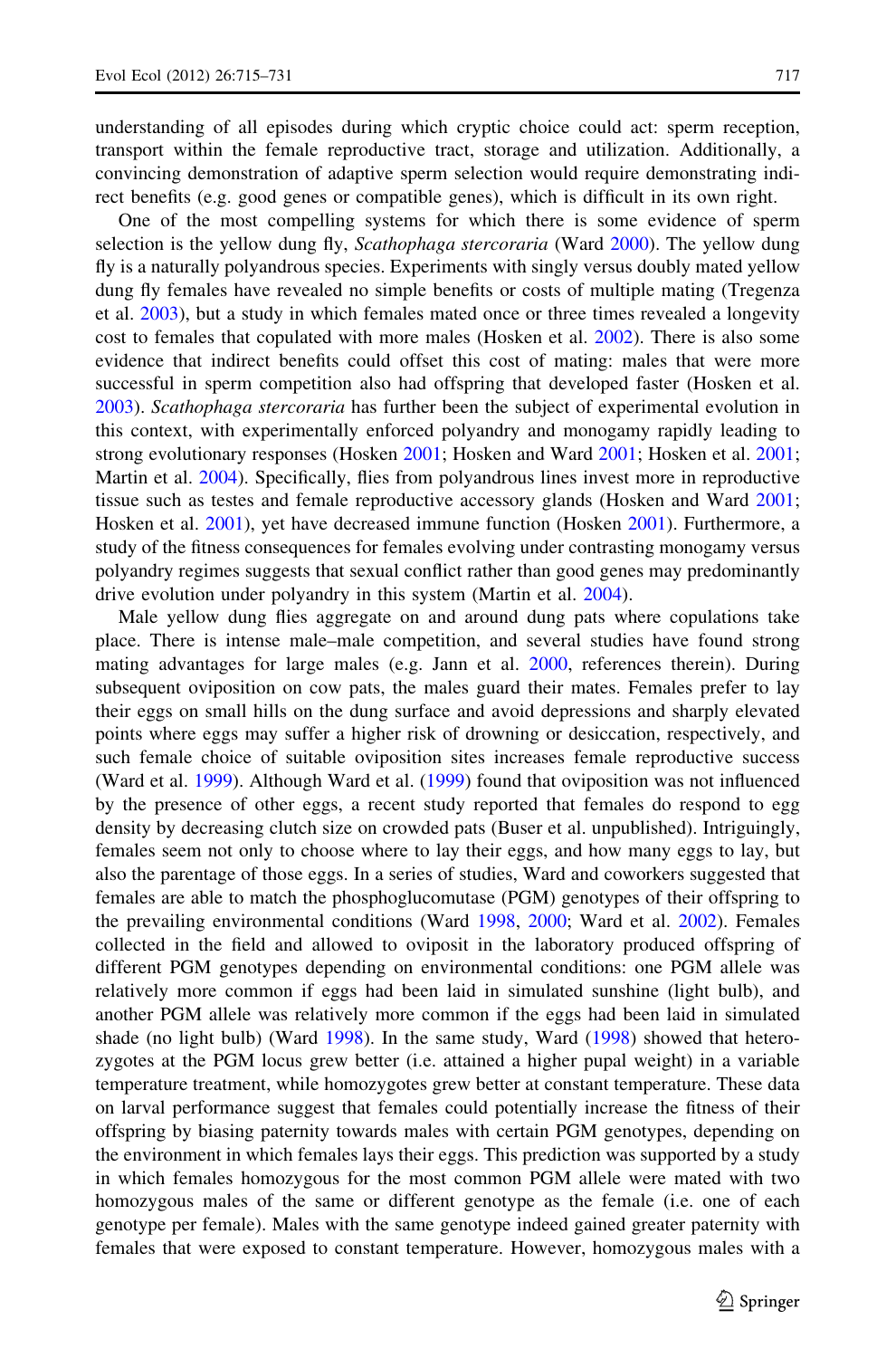understanding of all episodes during which cryptic choice could act: sperm reception, transport within the female reproductive tract, storage and utilization. Additionally, a convincing demonstration of adaptive sperm selection would require demonstrating indirect benefits (e.g. good genes or compatible genes), which is difficult in its own right.

One of the most compelling systems for which there is some evidence of sperm selection is the yellow dung fly, *Scathophaga stercoraria* (Ward 2000). The yellow dung fly is a naturally polyandrous species. Experiments with singly versus doubly mated yellow dung fly females have revealed no simple benefits or costs of multiple mating (Tregenza et al. 2003), but a study in which females mated once or three times revealed a longevity cost to females that copulated with more males (Hosken et al. 2002). There is also some evidence that indirect benefits could offset this cost of mating: males that were more successful in sperm competition also had offspring that developed faster (Hosken et al. 2003). *Scathophaga stercoraria* has further been the subject of experimental evolution in this context, with experimentally enforced polyandry and monogamy rapidly leading to strong evolutionary responses (Hosken 2001; Hosken and Ward 2001; Hosken et al. 2001; Martin et al. 2004). Specifically, flies from polyandrous lines invest more in reproductive tissue such as testes and female reproductive accessory glands (Hosken and Ward 2001; Hosken et al. 2001), yet have decreased immune function (Hosken 2001). Furthermore, a study of the fitness consequences for females evolving under contrasting monogamy versus polyandry regimes suggests that sexual conflict rather than good genes may predominantly drive evolution under polyandry in this system (Martin et al. 2004).

Male yellow dung flies aggregate on and around dung pats where copulations take place. There is intense male–male competition, and several studies have found strong mating advantages for large males (e.g. Jann et al. 2000, references therein). During subsequent oviposition on cow pats, the males guard their mates. Females prefer to lay their eggs on small hills on the dung surface and avoid depressions and sharply elevated points where eggs may suffer a higher risk of drowning or desiccation, respectively, and such female choice of suitable oviposition sites increases female reproductive success (Ward et al. 1999). Although Ward et al. (1999) found that oviposition was not influenced by the presence of other eggs, a recent study reported that females do respond to egg density by decreasing clutch size on crowded pats (Buser et al. unpublished). Intriguingly, females seem not only to choose where to lay their eggs, and how many eggs to lay, but also the parentage of those eggs. In a series of studies, Ward and coworkers suggested that females are able to match the phosphoglucomutase (PGM) genotypes of their offspring to the prevailing environmental conditions (Ward 1998, 2000; Ward et al. 2002). Females collected in the field and allowed to oviposit in the laboratory produced offspring of different PGM genotypes depending on environmental conditions: one PGM allele was relatively more common if eggs had been laid in simulated sunshine (light bulb), and another PGM allele was relatively more common if the eggs had been laid in simulated shade (no light bulb) (Ward 1998). In the same study, Ward (1998) showed that heterozygotes at the PGM locus grew better (i.e. attained a higher pupal weight) in a variable temperature treatment, while homozygotes grew better at constant temperature. These data on larval performance suggest that females could potentially increase the fitness of their offspring by biasing paternity towards males with certain PGM genotypes, depending on the environment in which females lays their eggs. This prediction was supported by a study in which females homozygous for the most common PGM allele were mated with two homozygous males of the same or different genotype as the female (i.e. one of each genotype per female). Males with the same genotype indeed gained greater paternity with females that were exposed to constant temperature. However, homozygous males with a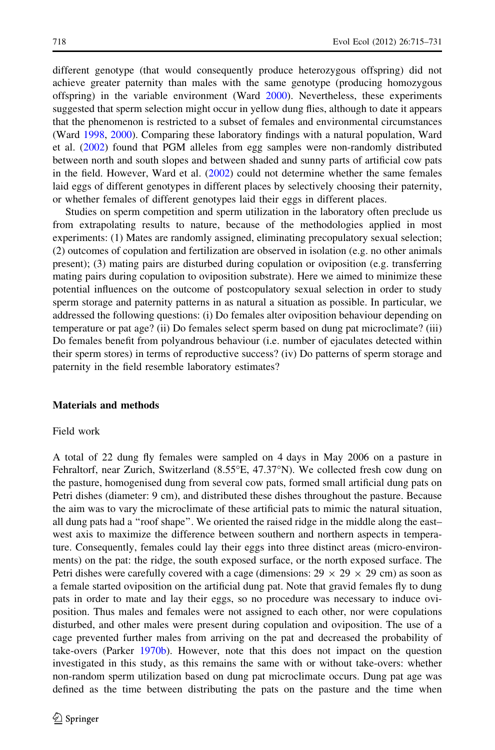different genotype (that would consequently produce heterozygous offspring) did not achieve greater paternity than males with the same genotype (producing homozygous offspring) in the variable environment (Ward 2000). Nevertheless, these experiments suggested that sperm selection might occur in yellow dung flies, although to date it appears that the phenomenon is restricted to a subset of females and environmental circumstances (Ward 1998, 2000). Comparing these laboratory findings with a natural population, Ward et al. (2002) found that PGM alleles from egg samples were non-randomly distributed between north and south slopes and between shaded and sunny parts of artificial cow pats in the field. However, Ward et al. (2002) could not determine whether the same females laid eggs of different genotypes in different places by selectively choosing their paternity, or whether females of different genotypes laid their eggs in different places.

Studies on sperm competition and sperm utilization in the laboratory often preclude us from extrapolating results to nature, because of the methodologies applied in most experiments: (1) Mates are randomly assigned, eliminating precopulatory sexual selection; (2) outcomes of copulation and fertilization are observed in isolation (e.g. no other animals present); (3) mating pairs are disturbed during copulation or oviposition (e.g. transferring mating pairs during copulation to oviposition substrate). Here we aimed to minimize these potential influences on the outcome of postcopulatory sexual selection in order to study sperm storage and paternity patterns in as natural a situation as possible. In particular, we addressed the following questions: (i) Do females alter oviposition behaviour depending on temperature or pat age? (ii) Do females select sperm based on dung pat microclimate? (iii) Do females benefit from polyandrous behaviour (i.e. number of ejaculates detected within their sperm stores) in terms of reproductive success? (iv) Do patterns of sperm storage and paternity in the field resemble laboratory estimates?

## Materials and methods

### Field work

A total of 22 dung fly females were sampled on 4 days in May 2006 on a pasture in Fehraltorf, near Zurich, Switzerland (8.55°E, 47.37°N). We collected fresh cow dung on the pasture, homogenised dung from several cow pats, formed small artificial dung pats on Petri dishes (diameter: 9 cm), and distributed these dishes throughout the pasture. Because the aim was to vary the microclimate of these artificial pats to mimic the natural situation, all dung pats had a "roof shape". We oriented the raised ridge in the middle along the east–west axis to maximize the difference between southern and northern aspects in temperature. Consequently, females could lay their eggs into three distinct areas (micro-environments) on the pat: the ridge, the south exposed surface, or the north exposed surface. The Petri dishes were carefully covered with a cage (dimensions: $29 \times 29 \times 29$ cm) as soon as a female started oviposition on the artificial dung pat. Note that gravid females fly to dung pats in order to mate and lay their eggs, so no procedure was necessary to induce oviposition. Thus males and females were not assigned to each other, nor were copulations disturbed, and other males were present during copulation and oviposition. The use of a cage prevented further males from arriving on the pat and decreased the probability of take-overs (Parker 1970b). However, note that this does not impact on the question investigated in this study, as this remains the same with or without take-overs: whether non-random sperm utilization based on dung pat microclimate occurs. Dung pat age was defined as the time between distributing the pats on the pasture and the time when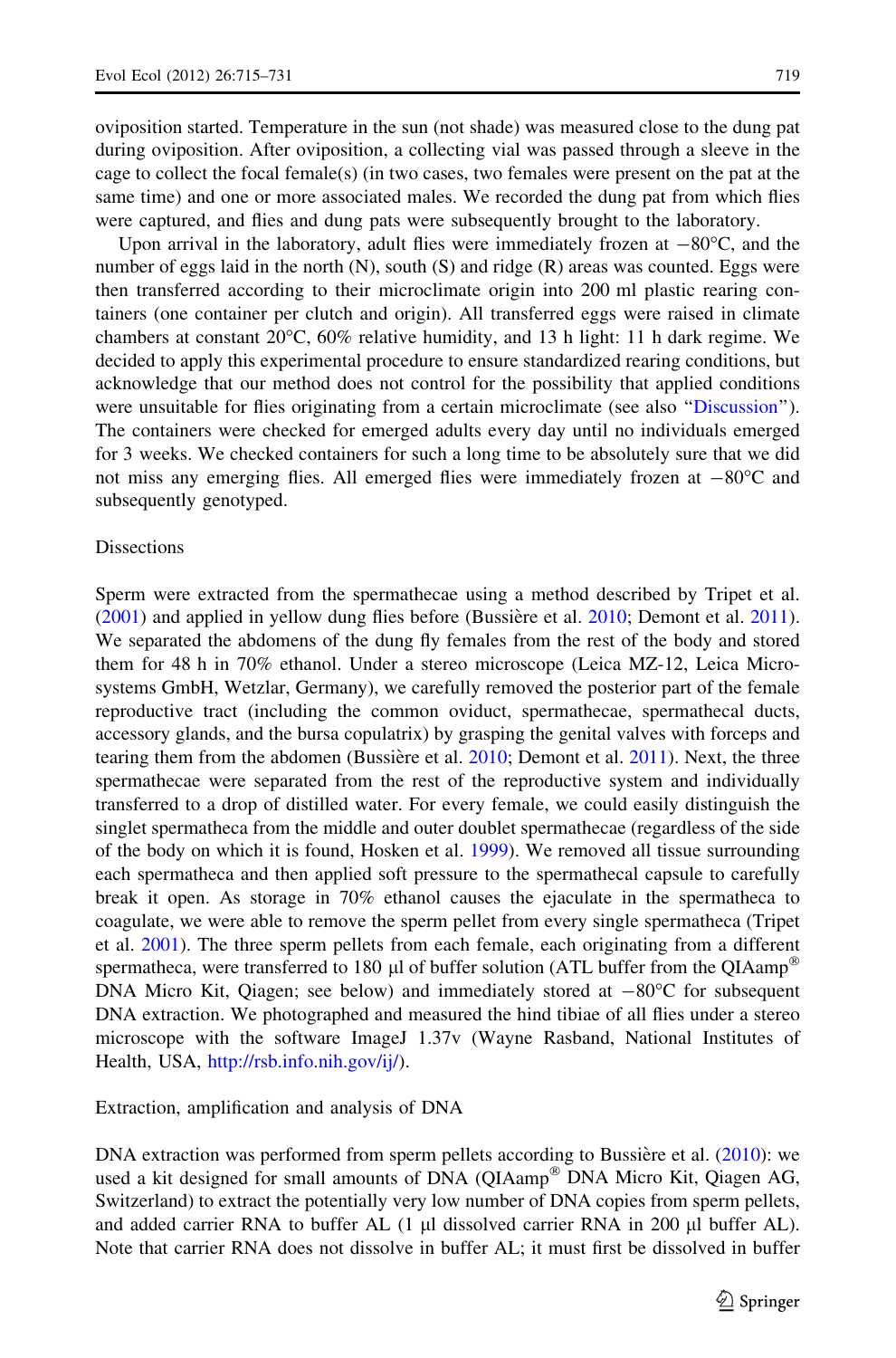oviposition started. Temperature in the sun (not shade) was measured close to the dung pat during oviposition. After oviposition, a collecting vial was passed through a sleeve in the cage to collect the focal female(s) (in two cases, two females were present on the pat at the same time) and one or more associated males. We recorded the dung pat from which flies were captured, and flies and dung pats were subsequently brought to the laboratory.

Upon arrival in the laboratory, adult flies were immediately frozen at −80°C, and the number of eggs laid in the north (N), south (S) and ridge (R) areas was counted. Eggs were then transferred according to their microclimate origin into 200 ml plastic rearing containers (one container per clutch and origin). All transferred eggs were raised in climate chambers at constant 20°C, 60% relative humidity, and 13 h light: 11 h dark regime. We decided to apply this experimental procedure to ensure standardized rearing conditions, but acknowledge that our method does not control for the possibility that applied conditions were unsuitable for flies originating from a certain microclimate (see also "Discussion"). The containers were checked for emerged adults every day until no individuals emerged for 3 weeks. We checked containers for such a long time to be absolutely sure that we did not miss any emerging flies. All emerged flies were immediately frozen at −80°C and subsequently genotyped.

## Dissections

Sperm were extracted from the spermathecae using a method described by Tripet et al. (2001) and applied in yellow dung flies before (Bussière et al. 2010; Demont et al. 2011). We separated the abdomens of the dung fly females from the rest of the body and stored them for 48 h in 70% ethanol. Under a stereo microscope (Leica MZ-12, Leica Microsystems GmbH, Wetzlar, Germany), we carefully removed the posterior part of the female reproductive tract (including the common oviduct, spermathecae, spermathecal ducts, accessory glands, and the bursa copulatrix) by grasping the genital valves with forceps and tearing them from the abdomen (Bussière et al. 2010; Demont et al. 2011). Next, the three spermathecae were separated from the rest of the reproductive system and individually transferred to a drop of distilled water. For every female, we could easily distinguish the singlet spermatheca from the middle and outer doublet spermathecae (regardless of the side of the body on which it is found, Hosken et al. 1999). We removed all tissue surrounding each spermatheca and then applied soft pressure to the spermathecal capsule to carefully break it open. As storage in 70% ethanol causes the ejaculate in the spermatheca to coagulate, we were able to remove the sperm pellet from every single spermatheca (Tripet et al. 2001). The three sperm pellets from each female, each originating from a different spermatheca, were transferred to 180 µl of buffer solution (ATL buffer from the QIAamp® DNA Micro Kit, Qiagen; see below) and immediately stored at −80°C for subsequent DNA extraction. We photographed and measured the hind tibiae of all flies under a stereo microscope with the software ImageJ 1.37v (Wayne Rasband, National Institutes of Health, USA, http://rsb.info.nih.gov/ij/).

## Extraction, amplification and analysis of DNA

DNA extraction was performed from sperm pellets according to Bussière et al. (2010): we used a kit designed for small amounts of DNA (QIAamp® DNA Micro Kit, Qiagen AG, Switzerland) to extract the potentially very low number of DNA copies from sperm pellets, and added carrier RNA to buffer AL (1 µl dissolved carrier RNA in 200 µl buffer AL). Note that carrier RNA does not dissolve in buffer AL; it must first be dissolved in buffer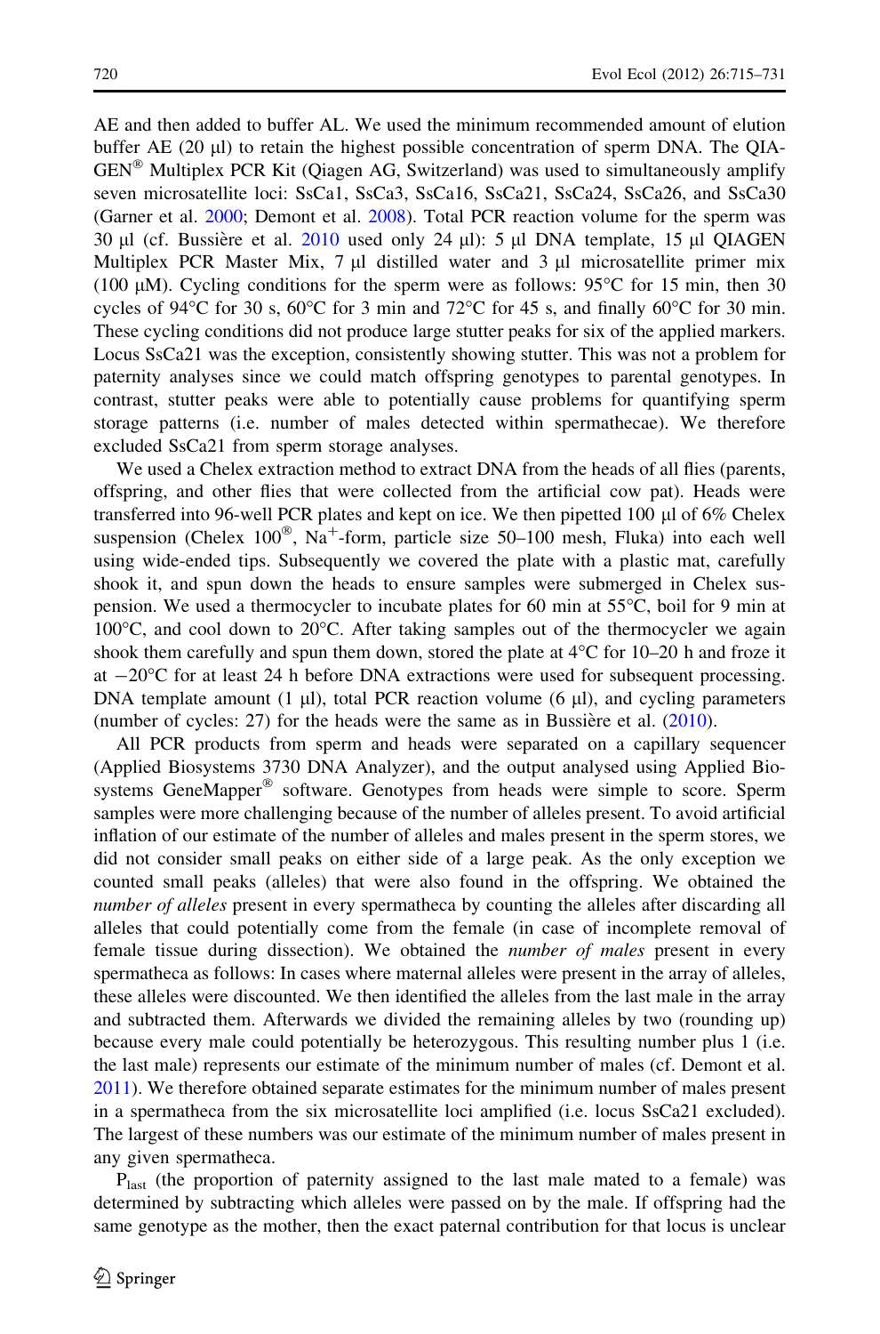AE and then added to buffer AL. We used the minimum recommended amount of elution buffer AE (20 μl) to retain the highest possible concentration of sperm DNA. The QIAGEN® Multiplex PCR Kit (Qiagen AG, Switzerland) was used to simultaneously amplify seven microsatellite loci: SsCa1, SsCa3, SsCa16, SsCa21, SsCa24, SsCa26, and SsCa30 (Garner et al. 2000; Demont et al. 2008). Total PCR reaction volume for the sperm was 30 μl (cf. Bussière et al. 2010 used only 24 μl): 5 μl DNA template, 15 μl QIAGEN Multiplex PCR Master Mix, 7 μl distilled water and 3 μl microsatellite primer mix (100 μM). Cycling conditions for the sperm were as follows: 95°C for 15 min, then 30 cycles of 94°C for 30 s, 60°C for 3 min and 72°C for 45 s, and finally 60°C for 30 min. These cycling conditions did not produce large stutter peaks for six of the applied markers. Locus SsCa21 was the exception, consistently showing stutter. This was not a problem for paternity analyses since we could match offspring genotypes to parental genotypes. In contrast, stutter peaks were able to potentially cause problems for quantifying sperm storage patterns (i.e. number of males detected within spermathecae). We therefore excluded SsCa21 from sperm storage analyses.

We used a Chelex extraction method to extract DNA from the heads of all flies (parents, offspring, and other flies that were collected from the artificial cow pat). Heads were transferred into 96-well PCR plates and kept on ice. We then pipetted 100 μl of 6% Chelex suspension (Chelex 100®, $Na^{+}$-form, particle size 50–100 mesh, Fluka) into each well using wide-ended tips. Subsequently we covered the plate with a plastic mat, carefully shook it, and spun down the heads to ensure samples were submerged in Chelex suspension. We used a thermocycler to incubate plates for 60 min at 55°C, boil for 9 min at 100°C, and cool down to 20°C. After taking samples out of the thermocycler we again shook them carefully and spun them down, stored the plate at 4°C for 10–20 h and froze it at −20°C for at least 24 h before DNA extractions were used for subsequent processing. DNA template amount (1 μl), total PCR reaction volume (6 μl), and cycling parameters (number of cycles: 27) for the heads were the same as in Bussière et al. (2010).

All PCR products from sperm and heads were separated on a capillary sequencer (Applied Biosystems 3730 DNA Analyzer), and the output analysed using Applied Biosystems GeneMapper® software. Genotypes from heads were simple to score. Sperm samples were more challenging because of the number of alleles present. To avoid artificial inflation of our estimate of the number of alleles and males present in the sperm stores, we did not consider small peaks on either side of a large peak. As the only exception we counted small peaks (alleles) that were also found in the offspring. We obtained the *number of alleles* present in every spermatheca by counting the alleles after discarding all alleles that could potentially come from the female (in case of incomplete removal of female tissue during dissection). We obtained the *number of males* present in every spermatheca as follows: In cases where maternal alleles were present in the array of alleles, these alleles were discounted. We then identified the alleles from the last male in the array and subtracted them. Afterwards we divided the remaining alleles by two (rounding up) because every male could potentially be heterozygous. This resulting number plus 1 (i.e. the last male) represents our estimate of the minimum number of males (cf. Demont et al. 2011). We therefore obtained separate estimates for the minimum number of males present in a spermatheca from the six microsatellite loci amplified (i.e. locus SsCa21 excluded). The largest of these numbers was our estimate of the minimum number of males present in any given spermatheca.

$P_{last}$ (the proportion of paternity assigned to the last male mated to a female) was determined by subtracting which alleles were passed on by the male. If offspring had the same genotype as the mother, then the exact paternal contribution for that locus is unclear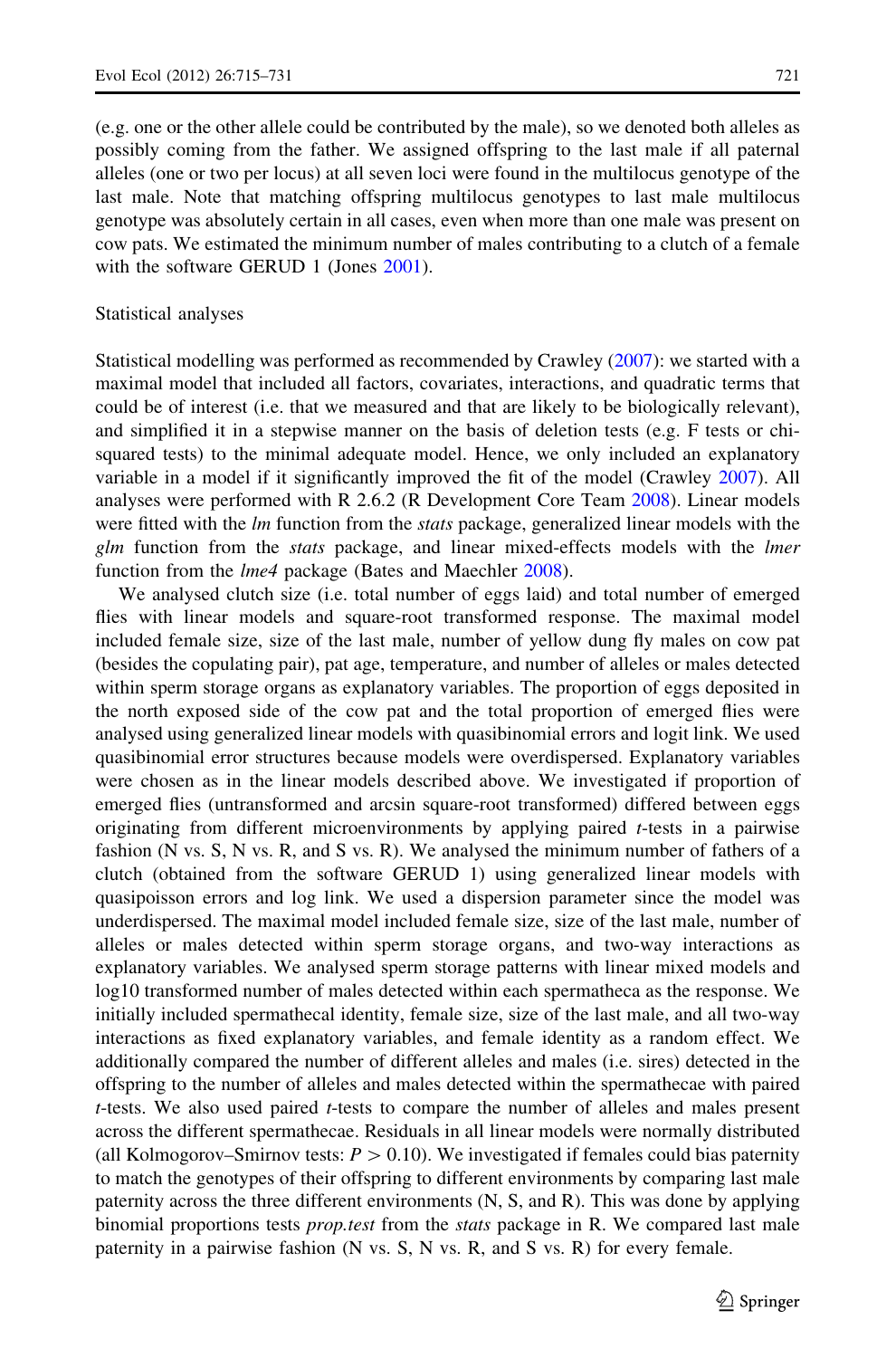(e.g. one or the other allele could be contributed by the male), so we denoted both alleles as possibly coming from the father. We assigned offspring to the last male if all paternal alleles (one or two per locus) at all seven loci were found in the multilocus genotype of the last male. Note that matching offspring multilocus genotypes to last male multilocus genotype was absolutely certain in all cases, even when more than one male was present on cow pats. We estimated the minimum number of males contributing to a clutch of a female with the software GERUD 1 (Jones 2001).

## Statistical analyses

Statistical modelling was performed as recommended by Crawley (2007): we started with a maximal model that included all factors, covariates, interactions, and quadratic terms that could be of interest (i.e. that we measured and that are likely to be biologically relevant), and simplified it in a stepwise manner on the basis of deletion tests (e.g. F tests or chi-squared tests) to the minimal adequate model. Hence, we only included an explanatory variable in a model if it significantly improved the fit of the model (Crawley 2007). All analyses were performed with R 2.6.2 (R Development Core Team 2008). Linear models were fitted with the *lm* function from the *stats* package, generalized linear models with the *glm* function from the *stats* package, and linear mixed-effects models with the *lmer* function from the *lme4* package (Bates and Maechler 2008).

We analysed clutch size (i.e. total number of eggs laid) and total number of emerged flies with linear models and square-root transformed response. The maximal model included female size, size of the last male, number of yellow dung fly males on cow pat (besides the copulating pair), pat age, temperature, and number of alleles or males detected within sperm storage organs as explanatory variables. The proportion of eggs deposited in the north exposed side of the cow pat and the total proportion of emerged flies were analysed using generalized linear models with quasibinomial errors and logit link. We used quasibinomial error structures because models were overdispersed. Explanatory variables were chosen as in the linear models described above. We investigated if proportion of emerged flies (untransformed and arcsin square-root transformed) differed between eggs originating from different microenvironments by applying paired *t*-tests in a pairwise fashion (N vs. S, N vs. R, and S vs. R). We analysed the minimum number of fathers of a clutch (obtained from the software GERUD 1) using generalized linear models with quasipoisson errors and log link. We used a dispersion parameter since the model was underdispersed. The maximal model included female size, size of the last male, number of alleles or males detected within sperm storage organs, and two-way interactions as explanatory variables. We analysed sperm storage patterns with linear mixed models and log10 transformed number of males detected within each spermatheca as the response. We initially included spermathecal identity, female size, size of the last male, and all two-way interactions as fixed explanatory variables, and female identity as a random effect. We additionally compared the number of different alleles and males (i.e. sires) detected in the offspring to the number of alleles and males detected within the spermathecae with paired *t*-tests. We also used paired *t*-tests to compare the number of alleles and males present across the different spermathecae. Residuals in all linear models were normally distributed (all Kolmogorov–Smirnov tests: $P > 0.10$). We investigated if females could bias paternity to match the genotypes of their offspring to different environments by comparing last male paternity across the three different environments (N, S, and R). This was done by applying binomial proportions tests *prop.test* from the *stats* package in R. We compared last male paternity in a pairwise fashion (N vs. S, N vs. R, and S vs. R) for every female.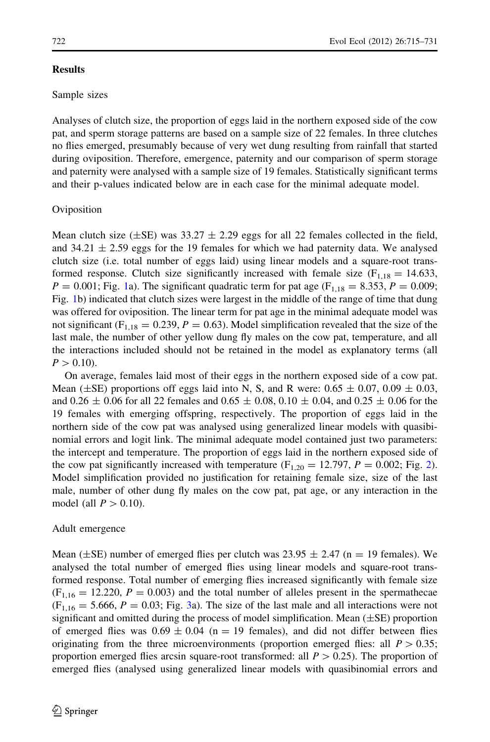## Results

### Sample sizes

Analyses of clutch size, the proportion of eggs laid in the northern exposed side of the cow pat, and sperm storage patterns are based on a sample size of 22 females. In three clutches no flies emerged, presumably because of very wet dung resulting from rainfall that started during oviposition. Therefore, emergence, paternity and our comparison of sperm storage and paternity were analysed with a sample size of 19 females. Statistically significant terms and their p-values indicated below are in each case for the minimal adequate model.

### Oviposition

Mean clutch size (±SE) was 33.27 ± 2.29 eggs for all 22 females collected in the field, and 34.21 ± 2.59 eggs for the 19 females for which we had paternity data. We analysed clutch size (i.e. total number of eggs laid) using linear models and a square-root transformed response. Clutch size significantly increased with female size ($F_{1,18} = 14.633$, $P = 0.001$; Fig. 1a). The significant quadratic term for pat age ($F_{1,18} = 8.353$, $P = 0.009$; Fig. 1b) indicated that clutch sizes were largest in the middle of the range of time that dung was offered for oviposition. The linear term for pat age in the minimal adequate model was not significant ($F_{1,18} = 0.239$, $P = 0.63$). Model simplification revealed that the size of the last male, the number of other yellow dung fly males on the cow pat, temperature, and all the interactions included should not be retained in the model as explanatory terms (all $P > 0.10$).

On average, females laid most of their eggs in the northern exposed side of a cow pat. Mean (±SE) proportions off eggs laid into N, S, and R were: 0.65 ± 0.07, 0.09 ± 0.03, and 0.26 ± 0.06 for all 22 females and 0.65 ± 0.08, 0.10 ± 0.04, and 0.25 ± 0.06 for the 19 females with emerging offspring, respectively. The proportion of eggs laid in the northern side of the cow pat was analysed using generalized linear models with quasibinomial errors and logit link. The minimal adequate model contained just two parameters: the intercept and temperature. The proportion of eggs laid in the northern exposed side of the cow pat significantly increased with temperature ($F_{1,20} = 12.797$, $P = 0.002$; Fig. 2). Model simplification provided no justification for retaining female size, size of the last male, number of other dung fly males on the cow pat, pat age, or any interaction in the model (all $P > 0.10$).

### Adult emergence

Mean (±SE) number of emerged flies per clutch was 23.95 ± 2.47 (n = 19 females). We analysed the total number of emerged flies using linear models and square-root transformed response. Total number of emerging flies increased significantly with female size ($F_{1,16} = 12.220$, $P = 0.003$) and the total number of alleles present in the spermathecae ($F_{1,16} = 5.666$, $P = 0.03$; Fig. 3a). The size of the last male and all interactions were not significant and omitted during the process of model simplification. Mean (±SE) proportion of emerged flies was 0.69 ± 0.04 (n = 19 females), and did not differ between flies originating from the three microenvironments (proportion emerged flies: all $P > 0.35$; proportion emerged flies arcsin square-root transformed: all $P > 0.25$). The proportion of emerged flies (analysed using generalized linear models with quasibinomial errors and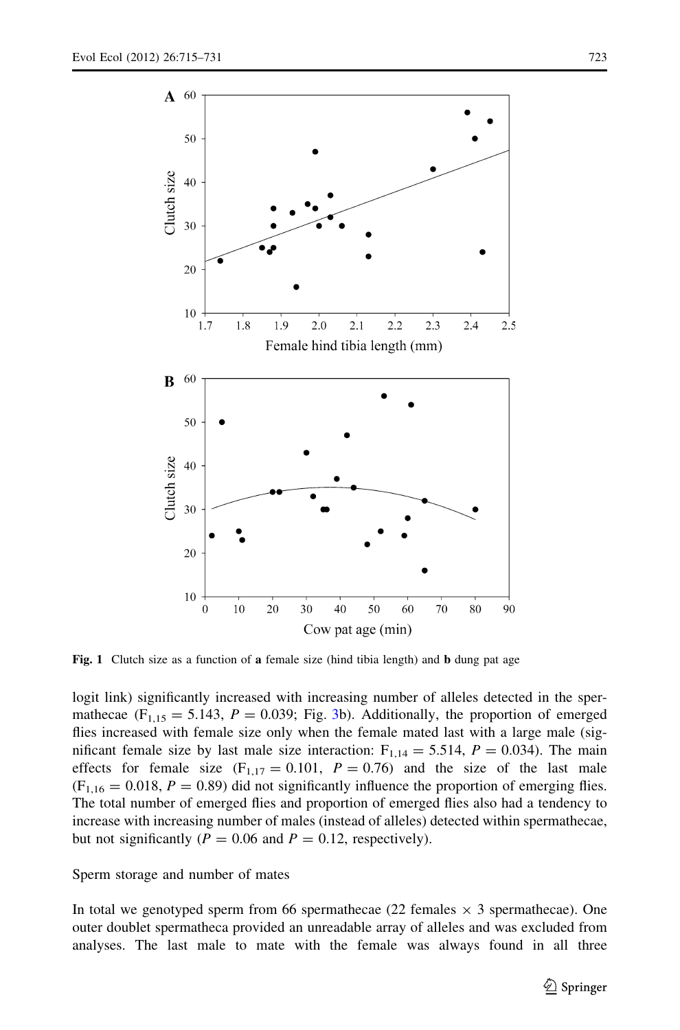Fig. 1 Clutch size as a function of **a** female size (hind tibia length) and **b** dung pat age

logit link) significantly increased with increasing number of alleles detected in the spermathecae ($F_{1,15} = 5.143$, $P = 0.039$; Fig. 3b). Additionally, the proportion of emerged flies increased with female size only when the female mated last with a large male (significant female size by last male size interaction: $F_{1,14} = 5.514$, $P = 0.034$). The main effects for female size ($F_{1,17} = 0.101$, $P = 0.76$) and the size of the last male ($F_{1,16} = 0.018$, $P = 0.89$) did not significantly influence the proportion of emerging flies. The total number of emerged flies and proportion of emerged flies also had a tendency to increase with increasing number of males (instead of alleles) detected within spermathecae, but not significantly ($P = 0.06$ and $P = 0.12$, respectively).

Sperm storage and number of mates

In total we genotyped sperm from 66 spermathecae (22 females × 3 spermathecae). One outer doublet spermatheca provided an unreadable array of alleles and was excluded from analyses. The last male to mate with the female was always found in all three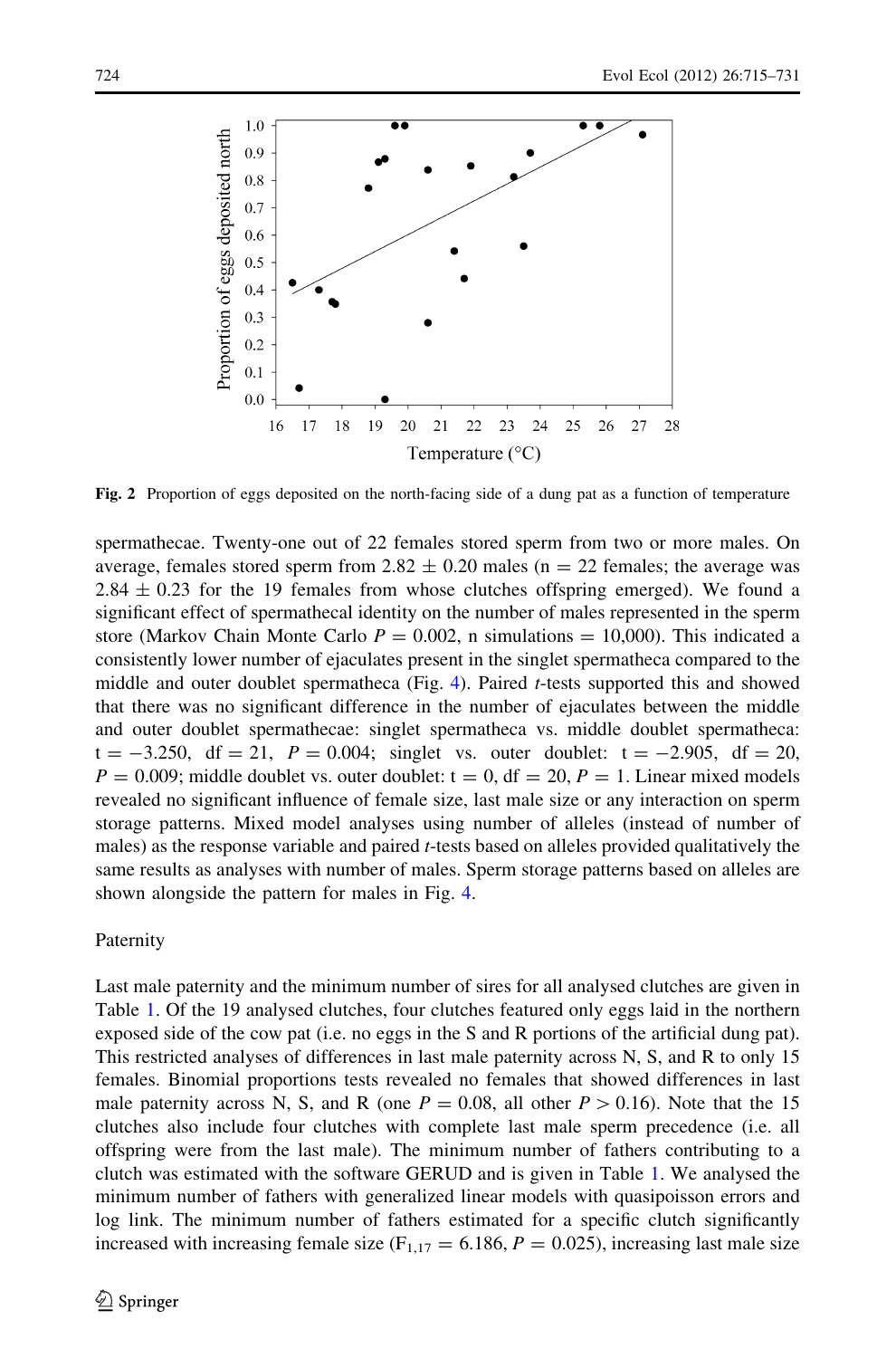Fig. 2 Proportion of eggs deposited on the north-facing side of a dung pat as a function of temperature

spermathecae. Twenty-one out of 22 females stored sperm from two or more males. On average, females stored sperm from $2.82 \pm 0.20$ males ($n = 22$ females; the average was $2.84 \pm 0.23$ for the 19 females from whose clutches offspring emerged). We found a significant effect of spermathecal identity on the number of males represented in the sperm store (Markov Chain Monte Carlo $P = 0.002$, n simulations = 10,000). This indicated a consistently lower number of ejaculates present in the singlet spermatheca compared to the middle and outer doublet spermatheca (Fig. 4). Paired *t*-tests supported this and showed that there was no significant difference in the number of ejaculates between the middle and outer doublet spermathecae: singlet spermatheca vs. middle doublet spermatheca: $t = -3.250$, $df = 21$, $P = 0.004$; singlet vs. outer doublet: $t = -2.905$, $df = 20$, $P = 0.009$; middle doublet vs. outer doublet: $t = 0$, $df = 20$, $P = 1$. Linear mixed models revealed no significant influence of female size, last male size or any interaction on sperm storage patterns. Mixed model analyses using number of alleles (instead of number of males) as the response variable and paired *t*-tests based on alleles provided qualitatively the same results as analyses with number of males. Sperm storage patterns based on alleles are shown alongside the pattern for males in Fig. 4.

### Paternity

Last male paternity and the minimum number of sires for all analysed clutches are given in Table 1. Of the 19 analysed clutches, four clutches featured only eggs laid in the northern exposed side of the cow pat (i.e. no eggs in the S and R portions of the artificial dung pat). This restricted analyses of differences in last male paternity across N, S, and R to only 15 females. Binomial proportions tests revealed no females that showed differences in last male paternity across N, S, and R (one $P = 0.08$, all other $P > 0.16$). Note that the 15 clutches also include four clutches with complete last male sperm precedence (i.e. all offspring were from the last male). The minimum number of fathers contributing to a clutch was estimated with the software GERUD and is given in Table 1. We analysed the minimum number of fathers with generalized linear models with quasipoisson errors and log link. The minimum number of fathers estimated for a specific clutch significantly increased with increasing female size ($F_{1,17} = 6.186$, $P = 0.025$), increasing last male size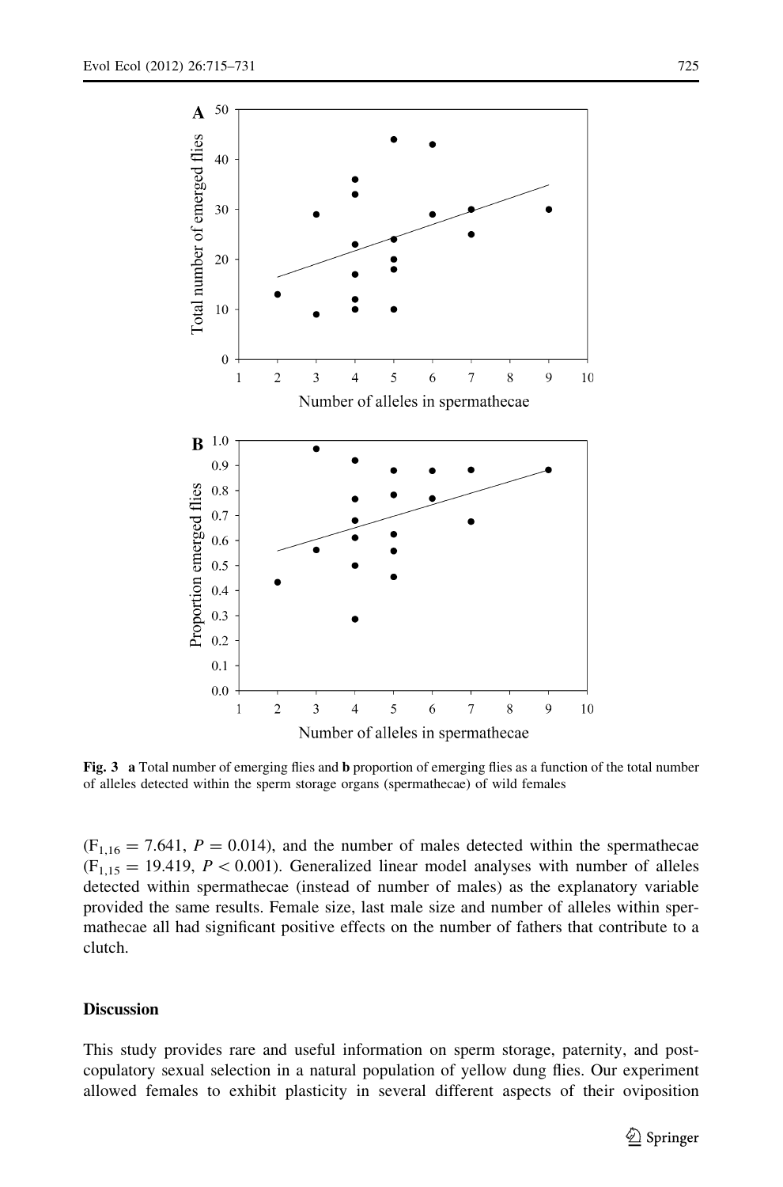**Fig. 3** **a** Total number of emerging flies and **b** proportion of emerging flies as a function of the total number of alleles detected within the sperm storage organs (spermathecae) of wild females

($F_{1,16} = 7.641$, $P = 0.014$), and the number of males detected within the spermathecae ($F_{1,15} = 19.419$, $P < 0.001$). Generalized linear model analyses with number of alleles detected within spermathecae (instead of number of males) as the explanatory variable provided the same results. Female size, last male size and number of alleles within spermathecae all had significant positive effects on the number of fathers that contribute to a clutch.

## Discussion

This study provides rare and useful information on sperm storage, paternity, and post-copulatory sexual selection in a natural population of yellow dung flies. Our experiment allowed females to exhibit plasticity in several different aspects of their oviposition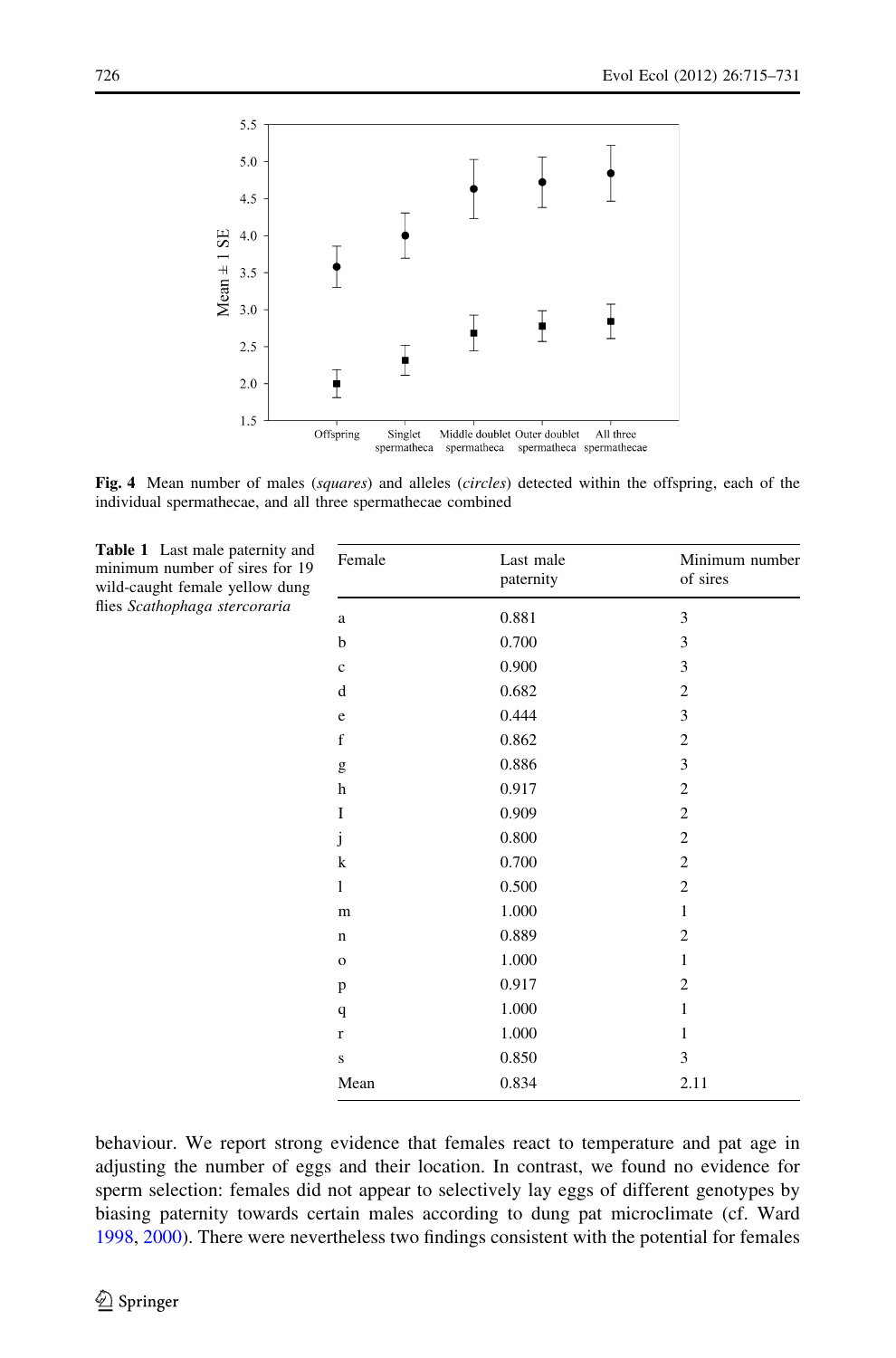**Fig. 4** Mean number of males (*squares*) and alleles (*circles*) detected within the offspring, each of the individual spermathecae, and all three spermathecae combined

**Table 1** Last male paternity and minimum number of sires for 19 wild-caught female yellow dung flies *Scathophaga stercoraria*

| Female | Last male paternity | Minimum number of sires |
|---|---|---|
| a | 0.881 | 3 |
| b | 0.700 | 3 |
| c | 0.900 | 3 |
| d | 0.682 | 2 |
| e | 0.444 | 3 |
| f | 0.862 | 2 |
| g | 0.886 | 3 |
| h | 0.917 | 2 |
| I | 0.909 | 2 |
| j | 0.800 | 2 |
| k | 0.700 | 2 |
| l | 0.500 | 2 |
| m | 1.000 | 1 |
| n | 0.889 | 2 |
| o | 1.000 | 1 |
| p | 0.917 | 2 |
| q | 1.000 | 1 |
| r | 1.000 | 1 |
| s | 0.850 | 3 |
| Mean | 0.834 | 2.11 |

behaviour. We report strong evidence that females react to temperature and pat age in adjusting the number of eggs and their location. In contrast, we found no evidence for sperm selection: females did not appear to selectively lay eggs of different genotypes by biasing paternity towards certain males according to dung pat microclimate (cf. Ward 1998, 2000). There were nevertheless two findings consistent with the potential for females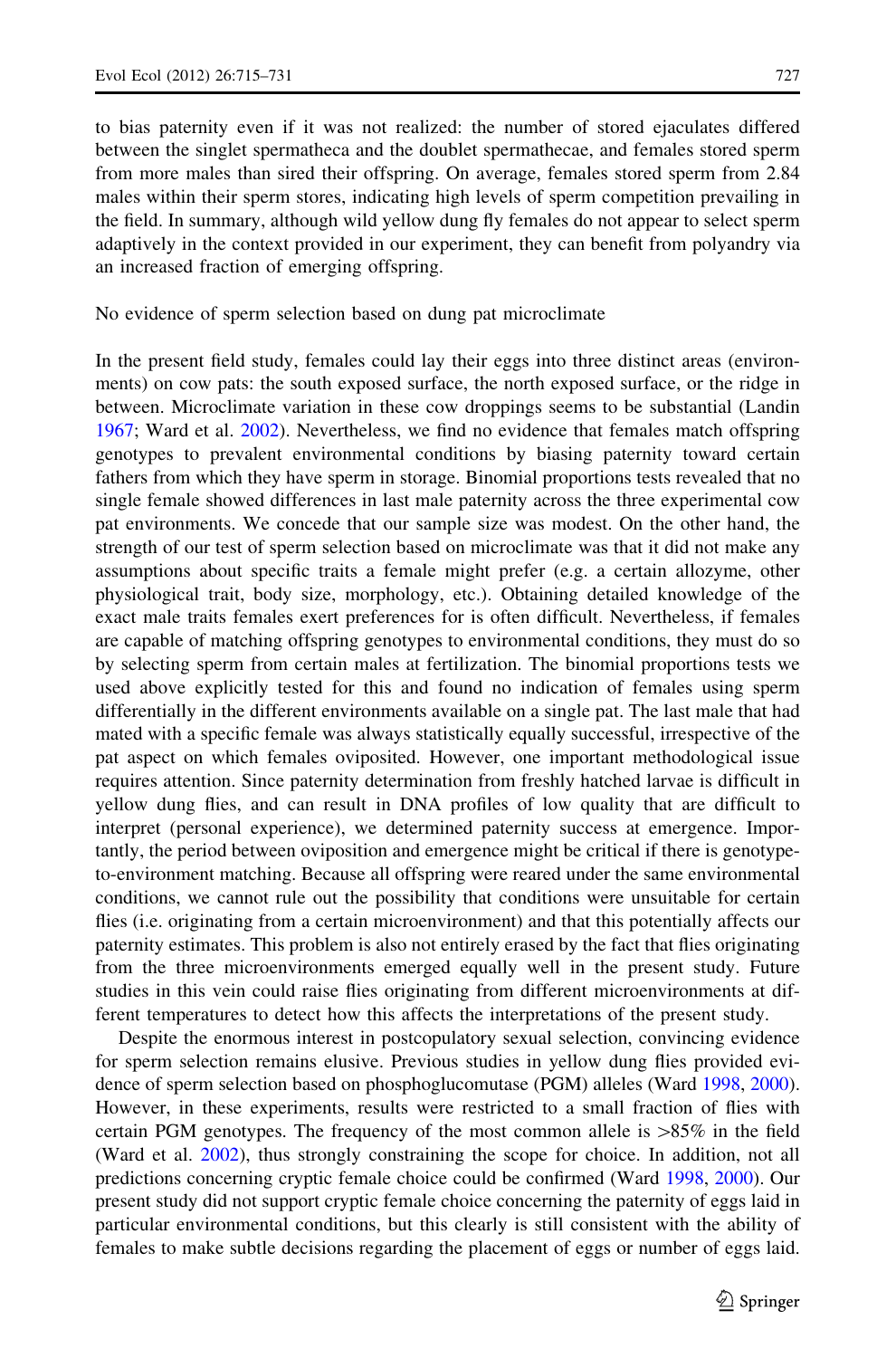to bias paternity even if it was not realized: the number of stored ejaculates differed between the singlet spermatheca and the doublet spermathecae, and females stored sperm from more males than sired their offspring. On average, females stored sperm from 2.84 males within their sperm stores, indicating high levels of sperm competition prevailing in the field. In summary, although wild yellow dung fly females do not appear to select sperm adaptively in the context provided in our experiment, they can benefit from polyandry via an increased fraction of emerging offspring.

## No evidence of sperm selection based on dung pat microclimate

In the present field study, females could lay their eggs into three distinct areas (environments) on cow pats: the south exposed surface, the north exposed surface, or the ridge in between. Microclimate variation in these cow droppings seems to be substantial (Landin 1967; Ward et al. 2002). Nevertheless, we find no evidence that females match offspring genotypes to prevalent environmental conditions by biasing paternity toward certain fathers from which they have sperm in storage. Binomial proportions tests revealed that no single female showed differences in last male paternity across the three experimental cow pat environments. We concede that our sample size was modest. On the other hand, the strength of our test of sperm selection based on microclimate was that it did not make any assumptions about specific traits a female might prefer (e.g. a certain allozyme, other physiological trait, body size, morphology, etc.). Obtaining detailed knowledge of the exact male traits females exert preferences for is often difficult. Nevertheless, if females are capable of matching offspring genotypes to environmental conditions, they must do so by selecting sperm from certain males at fertilization. The binomial proportions tests we used above explicitly tested for this and found no indication of females using sperm differentially in the different environments available on a single pat. The last male that had mated with a specific female was always statistically equally successful, irrespective of the pat aspect on which females oviposited. However, one important methodological issue requires attention. Since paternity determination from freshly hatched larvae is difficult in yellow dung flies, and can result in DNA profiles of low quality that are difficult to interpret (personal experience), we determined paternity success at emergence. Importantly, the period between oviposition and emergence might be critical if there is genotype-to-environment matching. Because all offspring were reared under the same environmental conditions, we cannot rule out the possibility that conditions were unsuitable for certain flies (i.e. originating from a certain microenvironment) and that this potentially affects our paternity estimates. This problem is also not entirely erased by the fact that flies originating from the three microenvironments emerged equally well in the present study. Future studies in this vein could raise flies originating from different microenvironments at different temperatures to detect how this affects the interpretations of the present study.

Despite the enormous interest in postcopulatory sexual selection, convincing evidence for sperm selection remains elusive. Previous studies in yellow dung flies provided evidence of sperm selection based on phosphoglucomutase (PGM) alleles (Ward 1998, 2000). However, in these experiments, results were restricted to a small fraction of flies with certain PGM genotypes. The frequency of the most common allele is >85% in the field (Ward et al. 2002), thus strongly constraining the scope for choice. In addition, not all predictions concerning cryptic female choice could be confirmed (Ward 1998, 2000). Our present study did not support cryptic female choice concerning the paternity of eggs laid in particular environmental conditions, but this clearly is still consistent with the ability of females to make subtle decisions regarding the placement of eggs or number of eggs laid.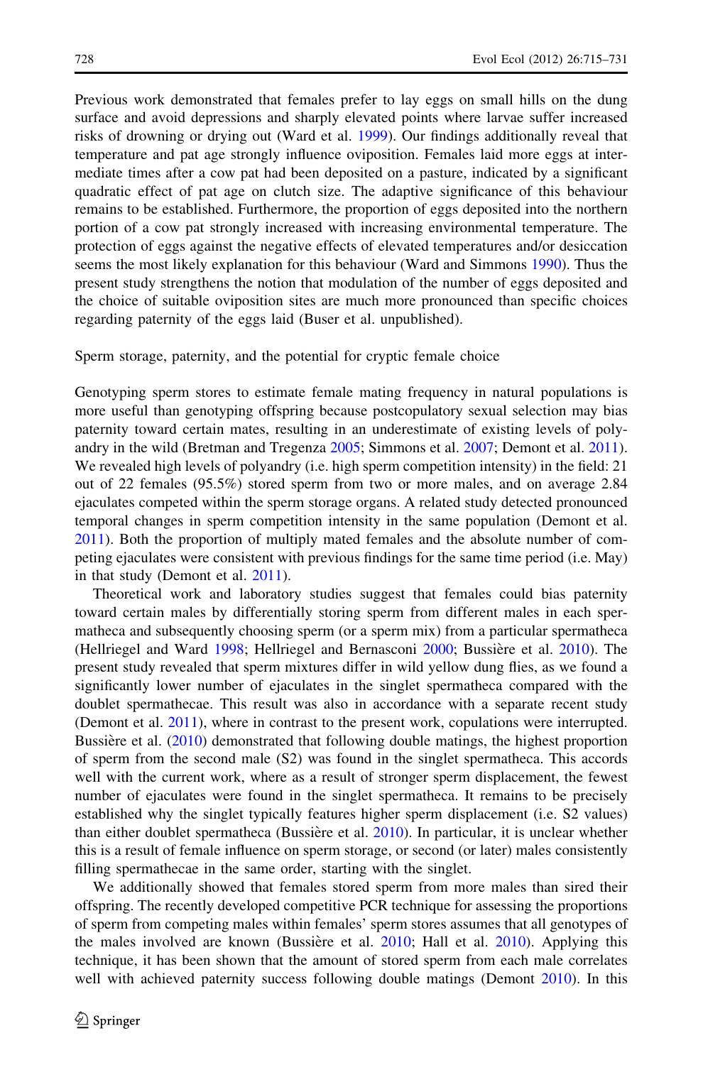Previous work demonstrated that females prefer to lay eggs on small hills on the dung surface and avoid depressions and sharply elevated points where larvae suffer increased risks of drowning or drying out (Ward et al. 1999). Our findings additionally reveal that temperature and pat age strongly influence oviposition. Females laid more eggs at intermediate times after a cow pat had been deposited on a pasture, indicated by a significant quadratic effect of pat age on clutch size. The adaptive significance of this behaviour remains to be established. Furthermore, the proportion of eggs deposited into the northern portion of a cow pat strongly increased with increasing environmental temperature. The protection of eggs against the negative effects of elevated temperatures and/or desiccation seems the most likely explanation for this behaviour (Ward and Simmons 1990). Thus the present study strengthens the notion that modulation of the number of eggs deposited and the choice of suitable oviposition sites are much more pronounced than specific choices regarding paternity of the eggs laid (Buser et al. unpublished).

Sperm storage, paternity, and the potential for cryptic female choice

Genotyping sperm stores to estimate female mating frequency in natural populations is more useful than genotyping offspring because postcopulatory sexual selection may bias paternity toward certain mates, resulting in an underestimate of existing levels of polyandry in the wild (Bretman and Tregenza 2005; Simmons et al. 2007; Demont et al. 2011). We revealed high levels of polyandry (i.e. high sperm competition intensity) in the field: 21 out of 22 females (95.5%) stored sperm from two or more males, and on average 2.84 ejaculates competed within the sperm storage organs. A related study detected pronounced temporal changes in sperm competition intensity in the same population (Demont et al. 2011). Both the proportion of multiply mated females and the absolute number of competing ejaculates were consistent with previous findings for the same time period (i.e. May) in that study (Demont et al. 2011).

Theoretical work and laboratory studies suggest that females could bias paternity toward certain males by differentially storing sperm from different males in each spermatheca and subsequently choosing sperm (or a sperm mix) from a particular spermatheca (Hellriegel and Ward 1998; Hellriegel and Bernasconi 2000; Bussière et al. 2010). The present study revealed that sperm mixtures differ in wild yellow dung flies, as we found a significantly lower number of ejaculates in the singlet spermatheca compared with the doublet spermathecae. This result was also in accordance with a separate recent study (Demont et al. 2011), where in contrast to the present work, copulations were interrupted. Bussière et al. (2010) demonstrated that following double matings, the highest proportion of sperm from the second male (S2) was found in the singlet spermatheca. This accords well with the current work, where as a result of stronger sperm displacement, the fewest number of ejaculates were found in the singlet spermatheca. It remains to be precisely established why the singlet typically features higher sperm displacement (i.e. S2 values) than either doublet spermatheca (Bussière et al. 2010). In particular, it is unclear whether this is a result of female influence on sperm storage, or second (or later) males consistently filling spermathecae in the same order, starting with the singlet.

We additionally showed that females stored sperm from more males than sired their offspring. The recently developed competitive PCR technique for assessing the proportions of sperm from competing males within females' sperm stores assumes that all genotypes of the males involved are known (Bussière et al. 2010; Hall et al. 2010). Applying this technique, it has been shown that the amount of stored sperm from each male correlates well with achieved paternity success following double matings (Demont 2010). In this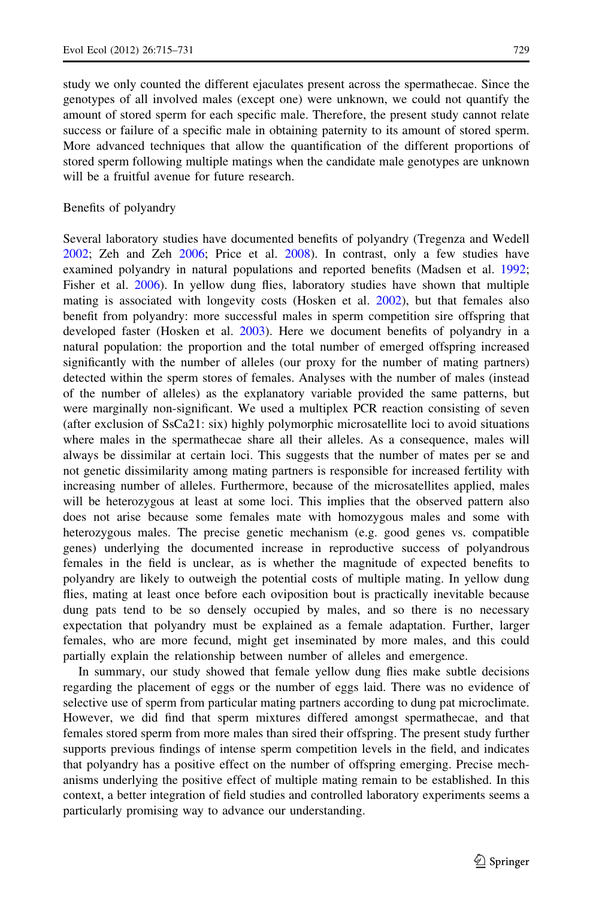study we only counted the different ejaculates present across the spermathecae. Since the genotypes of all involved males (except one) were unknown, we could not quantify the amount of stored sperm for each specific male. Therefore, the present study cannot relate success or failure of a specific male in obtaining paternity to its amount of stored sperm. More advanced techniques that allow the quantification of the different proportions of stored sperm following multiple matings when the candidate male genotypes are unknown will be a fruitful avenue for future research.

### Benefits of polyandry

Several laboratory studies have documented benefits of polyandry (Tregenza and Wedell 2002; Zeh and Zeh 2006; Price et al. 2008). In contrast, only a few studies have examined polyandry in natural populations and reported benefits (Madsen et al. 1992; Fisher et al. 2006). In yellow dung flies, laboratory studies have shown that multiple mating is associated with longevity costs (Hosken et al. 2002), but that females also benefit from polyandry: more successful males in sperm competition sire offspring that developed faster (Hosken et al. 2003). Here we document benefits of polyandry in a natural population: the proportion and the total number of emerged offspring increased significantly with the number of alleles (our proxy for the number of mating partners) detected within the sperm stores of females. Analyses with the number of males (instead of the number of alleles) as the explanatory variable provided the same patterns, but were marginally non-significant. We used a multiplex PCR reaction consisting of seven (after exclusion of SsCa21: six) highly polymorphic microsatellite loci to avoid situations where males in the spermathecae share all their alleles. As a consequence, males will always be dissimilar at certain loci. This suggests that the number of mates per se and not genetic dissimilarity among mating partners is responsible for increased fertility with increasing number of alleles. Furthermore, because of the microsatellites applied, males will be heterozygous at least at some loci. This implies that the observed pattern also does not arise because some females mate with homozygous males and some with heterozygous males. The precise genetic mechanism (e.g. good genes vs. compatible genes) underlying the documented increase in reproductive success of polyandrous females in the field is unclear, as is whether the magnitude of expected benefits to polyandry are likely to outweigh the potential costs of multiple mating. In yellow dung flies, mating at least once before each oviposition bout is practically inevitable because dung pats tend to be so densely occupied by males, and so there is no necessary expectation that polyandry must be explained as a female adaptation. Further, larger females, who are more fecund, might get inseminated by more males, and this could partially explain the relationship between number of alleles and emergence.

In summary, our study showed that female yellow dung flies make subtle decisions regarding the placement of eggs or the number of eggs laid. There was no evidence of selective use of sperm from particular mating partners according to dung pat microclimate. However, we did find that sperm mixtures differed amongst spermathecae, and that females stored sperm from more males than sired their offspring. The present study further supports previous findings of intense sperm competition levels in the field, and indicates that polyandry has a positive effect on the number of offspring emerging. Precise mechanisms underlying the positive effect of multiple mating remain to be established. In this context, a better integration of field studies and controlled laboratory experiments seems a particularly promising way to advance our understanding.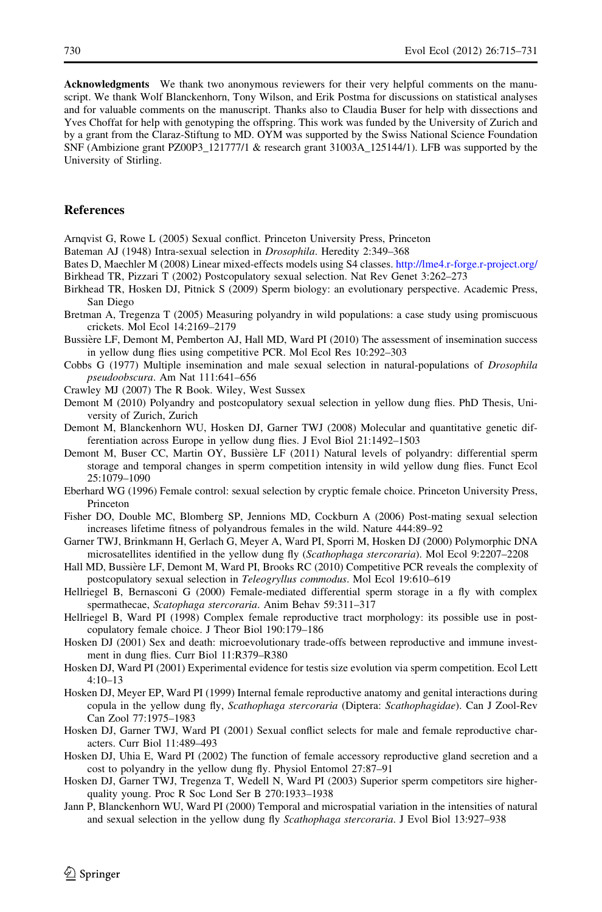**Acknowledgments** We thank two anonymous reviewers for their very helpful comments on the manuscript. We thank Wolf Blanckenhorn, Tony Wilson, and Erik Postma for discussions on statistical analyses and for valuable comments on the manuscript. Thanks also to Claudia Buser for help with dissections and Yves Choffat for help with genotyping the offspring. This work was funded by the University of Zurich and by a grant from the Claraz-Stiftung to MD. OYM was supported by the Swiss National Science Foundation SNF (Ambizione grant PZ00P3_121777/1 & research grant 31003A_125144/1). LFB was supported by the University of Stirling.

## References

Arnqvist G, Rowe L (2005) Sexual conflict. Princeton University Press, Princeton

Bateman AJ (1948) Intra-sexual selection in *Drosophila*. Heredity 2:349–368

Bates D, Maechler M (2008) Linear mixed-effects models using S4 classes. http://lme4.r-forge.r-project.org/

Birkhead TR, Pizzari T (2002) Postcopulatory sexual selection. Nat Rev Genet 3:262–273

Birkhead TR, Hosken DJ, Pitnick S (2009) Sperm biology: an evolutionary perspective. Academic Press, San Diego

Bretman A, Tregenza T (2005) Measuring polyandry in wild populations: a case study using promiscuous crickets. Mol Ecol 14:2169–2179

Bussière LF, Demont M, Pemberton AJ, Hall MD, Ward PI (2010) The assessment of insemination success in yellow dung flies using competitive PCR. Mol Ecol Res 10:292–303

Cobbs G (1977) Multiple insemination and male sexual selection in natural-populations of *Drosophila pseudoobscura*. Am Nat 111:641–656

Crawley MJ (2007) The R Book. Wiley, West Sussex

Demont M (2010) Polyandry and postcopulatory sexual selection in yellow dung flies. PhD Thesis, University of Zurich, Zurich

Demont M, Blanckenhorn WU, Hosken DJ, Garner TWJ (2008) Molecular and quantitative genetic differentiation across Europe in yellow dung flies. J Evol Biol 21:1492–1503

Demont M, Buser CC, Martin OY, Bussière LF (2011) Natural levels of polyandry: differential sperm storage and temporal changes in sperm competition intensity in wild yellow dung flies. Funct Ecol 25:1079–1090

Eberhard WG (1996) Female control: sexual selection by cryptic female choice. Princeton University Press, Princeton

Fisher DO, Double MC, Blomberg SP, Jennions MD, Cockburn A (2006) Post-mating sexual selection increases lifetime fitness of polyandrous females in the wild. Nature 444:89–92

Garner TWJ, Brinkmann H, Gerlach G, Meyer A, Ward PI, Sporri M, Hosken DJ (2000) Polymorphic DNA microsatellites identified in the yellow dung fly (*Scathophaga stercoraria*). Mol Ecol 9:2207–2208

Hall MD, Bussière LF, Demont M, Ward PI, Brooks RC (2010) Competitive PCR reveals the complexity of postcopulatory sexual selection in *Teleogryllus commodus*. Mol Ecol 19:610–619

Hellriegel B, Bernasconi G (2000) Female-mediated differential sperm storage in a fly with complex spermathecae, *Scatophaga stercoraria*. Anim Behav 59:311–317

Hellriegel B, Ward PI (1998) Complex female reproductive tract morphology: its possible use in postcopulatory female choice. J Theor Biol 190:179–186

Hosken DJ (2001) Sex and death: microevolutionary trade-offs between reproductive and immune investment in dung flies. Curr Biol 11:R379–R380

Hosken DJ, Ward PI (2001) Experimental evidence for testis size evolution via sperm competition. Ecol Lett 4:10–13

Hosken DJ, Meyer EP, Ward PI (1999) Internal female reproductive anatomy and genital interactions during copula in the yellow dung fly, *Scathophaga stercoraria* (Diptera: *Scathophagidae*). Can J Zool-Rev Can Zool 77:1975–1983

Hosken DJ, Garner TWJ, Ward PI (2001) Sexual conflict selects for male and female reproductive characters. Curr Biol 11:489–493

Hosken DJ, Uhia E, Ward PI (2002) The function of female accessory reproductive gland secretion and a cost to polyandry in the yellow dung fly. Physiol Entomol 27:87–91

Hosken DJ, Garner TWJ, Tregenza T, Wedell N, Ward PI (2003) Superior sperm competitors sire higher-quality young. Proc R Soc Lond Ser B 270:1933–1938

Jann P, Blanckenhorn WU, Ward PI (2000) Temporal and microspatial variation in the intensities of natural and sexual selection in the yellow dung fly *Scathophaga stercoraria*. J Evol Biol 13:927–938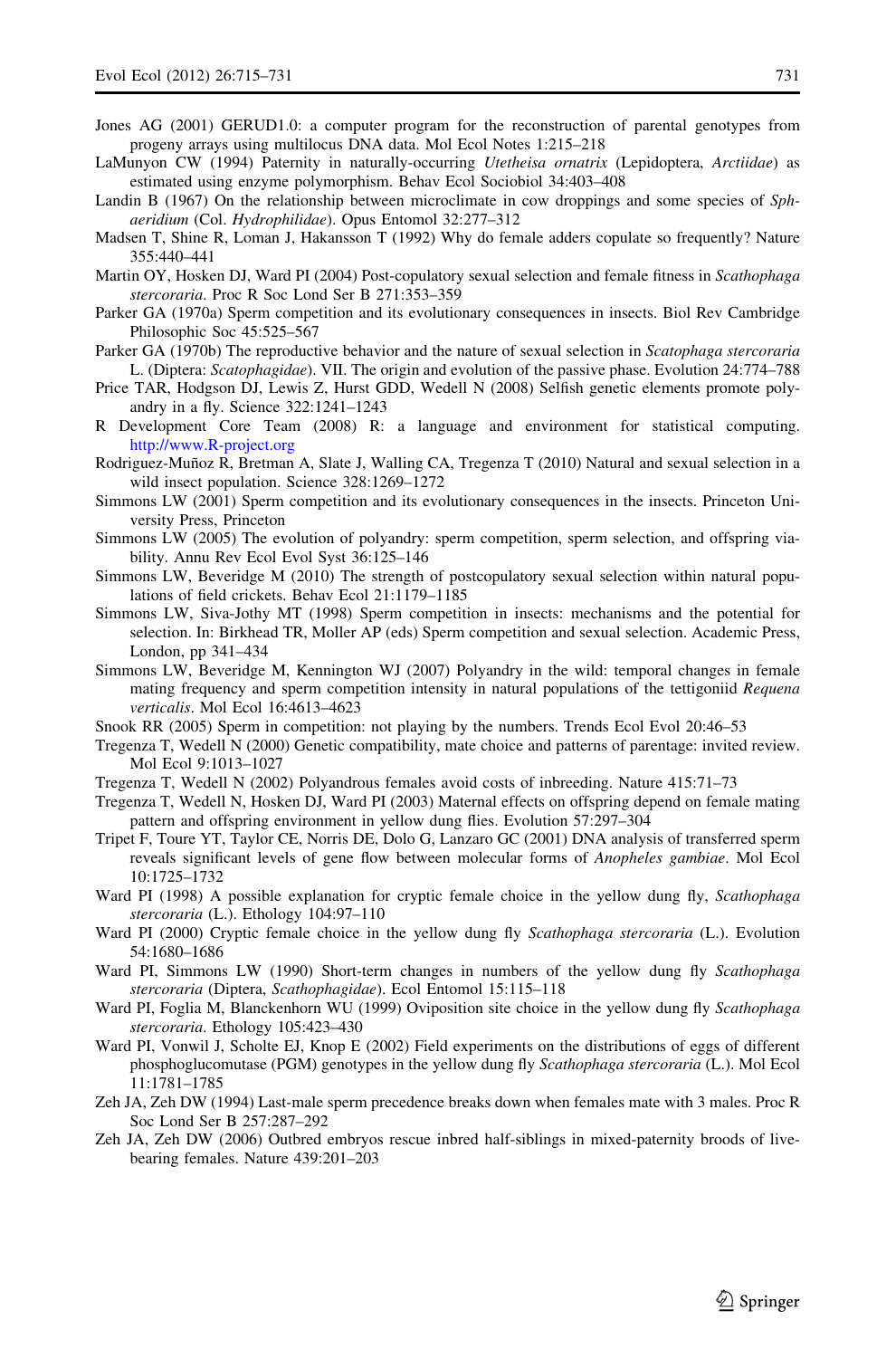Jones AG (2001) GERUD1.0: a computer program for the reconstruction of parental genotypes from progeny arrays using multilocus DNA data. Mol Ecol Notes 1:215–218

LaMunyon CW (1994) Paternity in naturally-occurring *Utetheisa ornatrix* (Lepidoptera, *Arctiidae*) as estimated using enzyme polymorphism. Behav Ecol Sociobiol 34:403–408

Landin B (1967) On the relationship between microclimate in cow droppings and some species of *Sphaeridium* (Col. *Hydrophilidae*). Opus Entomol 32:277–312

Madsen T, Shine R, Loman J, Hakansson T (1992) Why do female adders copulate so frequently? Nature 355:440–441

Martin OY, Hosken DJ, Ward PI (2004) Post-copulatory sexual selection and female fitness in *Scathophaga stercoraria*. Proc R Soc Lond Ser B 271:353–359

Parker GA (1970a) Sperm competition and its evolutionary consequences in insects. Biol Rev Cambridge Philosophic Soc 45:525–567

Parker GA (1970b) The reproductive behavior and the nature of sexual selection in *Scatopahga stercoraria* L. (Diptera: *Scatophagidae*). VII. The origin and evolution of the passive phase. Evolution 24:774–788

Price TAR, Hodgson DJ, Lewis Z, Hurst GDD, Wedell N (2008) Selfish genetic elements promote polyandry in a fly. Science 322:1241–1243

R Development Core Team (2008) R: a language and environment for statistical computing. http://www.R-project.org

Rodriguez-Muñoz R, Bretman A, Slate J, Walling CA, Tregenza T (2010) Natural and sexual selection in a wild insect population. Science 328:1269–1272

Simmons LW (2001) Sperm competition and its evolutionary consequences in the insects. Princeton University Press, Princeton

Simmons LW (2005) The evolution of polyandry: sperm competition, sperm selection, and offspring viability. Annu Rev Ecol Evol Syst 36:125–146

Simmons LW, Beveridge M (2010) The strength of postcopulatory sexual selection within natural populations of field crickets. Behav Ecol 21:1179–1185

Simmons LW, Siva-Jothy MT (1998) Sperm competition in insects: mechanisms and the potential for selection. In: Birkhead TR, Moller AP (eds) Sperm competition and sexual selection. Academic Press, London, pp 341–434

Simmons LW, Beveridge M, Kennington WJ (2007) Polyandry in the wild: temporal changes in female mating frequency and sperm competition intensity in natural populations of the tettigoniid *Requena verticalis*. Mol Ecol 16:4613–4623

Snook RR (2005) Sperm in competition: not playing by the numbers. Trends Ecol Evol 20:46–53

Tregenza T, Wedell N (2000) Genetic compatibility, mate choice and patterns of parentage: invited review. Mol Ecol 9:1013–1027

Tregenza T, Wedell N (2002) Polyandrous females avoid costs of inbreeding. Nature 415:71–73

Tregenza T, Wedell N, Hosken DJ, Ward PI (2003) Maternal effects on offspring depend on female mating pattern and offspring environment in yellow dung flies. Evolution 57:297–304

Tripet F, Toure YT, Taylor CE, Norris DE, Dolo G, Lanzaro GC (2001) DNA analysis of transferred sperm reveals significant levels of gene flow between molecular forms of *Anopheles gambiae*. Mol Ecol 10:1725–1732

Ward PI (1998) A possible explanation for cryptic female choice in the yellow dung fly, *Scathophaga stercoraria* (L.). Ethology 104:97–110

Ward PI (2000) Cryptic female choice in the yellow dung fly *Scathophaga stercoraria* (L.). Evolution 54:1680–1686

Ward PI, Simmons LW (1990) Short-term changes in numbers of the yellow dung fly *Scathophaga stercoraria* (Diptera, *Scathophagidae*). Ecol Entomol 15:115–118

Ward PI, Foglia M, Blanckenhorn WU (1999) Oviposition site choice in the yellow dung fly *Scathophaga stercoraria*. Ethology 105:423–430

Ward PI, Vonwil J, Scholte EJ, Knop E (2002) Field experiments on the distributions of eggs of different phosphoglucomutase (PGM) genotypes in the yellow dung fly *Scathophaga stercoraria* (L.). Mol Ecol 11:1781–1785

Zeh JA, Zeh DW (1994) Last-male sperm precedence breaks down when females mate with 3 males. Proc R Soc Lond Ser B 257:287–292

Zeh JA, Zeh DW (2006) Outbred embryos rescue inbred half-siblings in mixed-paternity broods of live-bearing females. Nature 439:201–203